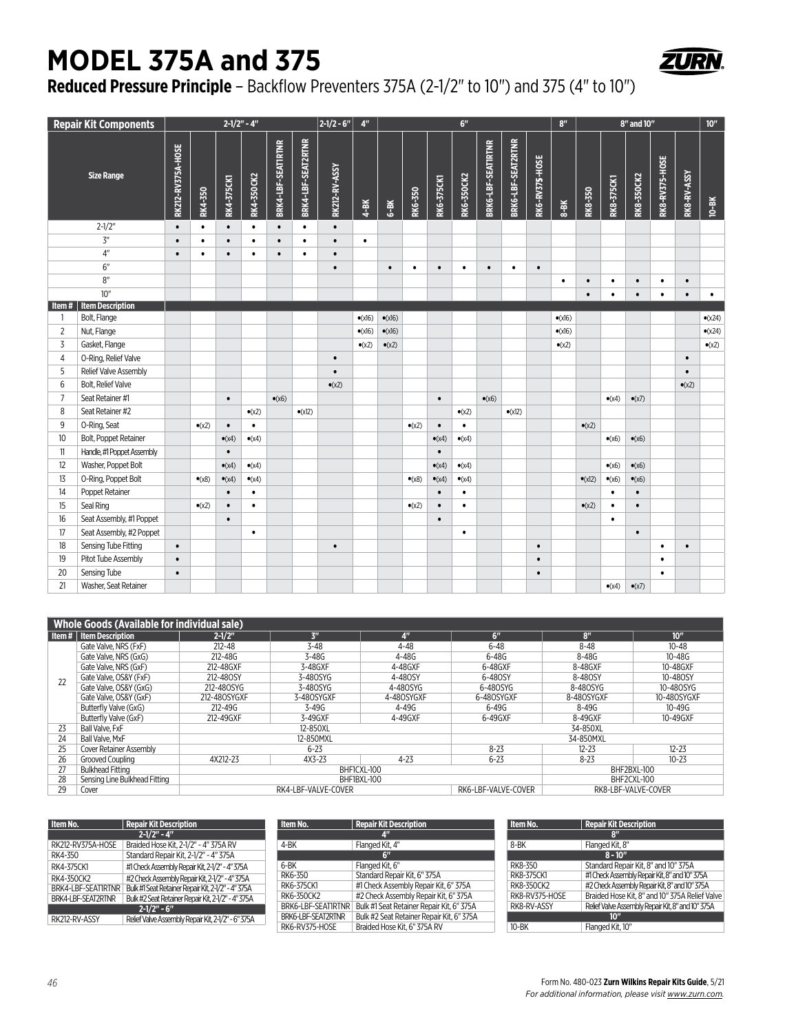# MODEL 375A and 375

**Reduced Pressure Principle** – Backflow Preventers 375A (2-1/2" to 10") and 375 (4" to 10")

| Repair Kit Components | | 2-1/2" - 4" | | | | | | 2-1/2 - 6" | 4" | 6" | | | | | | | 8" | 8" and 10" | | | | | 10" |
|---|---|---|---|---|---|---|---|---|---|---|---|---|---|---|---|---|---|---|---|---|---|---|---|
| Size Range | | RK212-RV375A-HOSE | RK4-350 | RK4-375CK1 | RK4-350CK2 | BRK4-LBF-SEAT1RTNR | BRK4-LBF-SEAT2RTNR | RK212-RV-ASSY | 4-BK | 6-BK | RK6-350 | RK6-375CK1 | RK6-350CK2 | BRK6-LBF-SEAT1RTNR | BRK6-LBF-SEAT2RTNR | RK6-RV375-HOSE | 8-BK | RK8-350 | RK8-375CK1 | RK8-350CK2 | RK8-RV375-HOSE | RK8-RV-ASSY | 10-BK |
| 2-1/2" | | • | • | • | • | • | • | • | | | | | | | | | | | | | | | |
| 3" | | • | • | • | • | • | • | • | • | | | | | | | | | | | | | | |
| 4" | | • | • | • | • | • | • | • | | | | | | | | | | | | | | | |
| 6" | | | | | | | | • | | • | • | • | • | • | • | • | | | | | | | |
| 8" | | | | | | | | | | | | | | | | | • | • | • | • | • | • | |
| 10" | | | | | | | | | | | | | | | | | | • | • | • | • | • | • |
| Item # | Item Description | | | | | | | | | | | | | | | | | | | | | | |
| 1 | Bolt, Flange | | | | | | | | •(x16) | •(x16) | | | | | | | •(x16) | | | | | | •(x24) |
| 2 | Nut, Flange | | | | | | | | •(x16) | •(x16) | | | | | | | •(x16) | | | | | | •(x24) |
| 3 | Gasket, Flange | | | | | | | | •(x2) | •(x2) | | | | | | | •(x2) | | | | | | •(x2) |
| 4 | O-Ring, Relief Valve | | | | | | | • | | | | | | | | | | | | | | • | |
| 5 | Relief Valve Assembly | | | | | | | • | | | | | | | | | | | | | | • | |
| 6 | Bolt, Relief Valve | | | | | | | •(x2) | | | | | | | | | | | | | | •(x2) | |
| 7 | Seat Retainer #1 | | | | • | | •(x6) | | | | | | • | | •(x6) | | | | | •(x4) | •(x7) | | | |
| 8 | Seat Retainer #2 | | | | | •(x2) | | •(x12) | | | | | | •(x2) | | •(x12) | | | | | | | |
| 9 | O-Ring, Seat | | | •(x2) | • | • | | | | | | •(x2) | • | • | | | | | •(x2) | | | | | |
| 10 | Bolt, Poppet Retainer | | | | •(x4) | •(x4) | | | | | | | •(x4) | •(x4) | | | | | | •(x6) | •(x6) | | | |
| 11 | Handle, #1 Poppet Assembly | | | | • | | | | | | | | • | | | | | | | | | | | |
| 12 | Washer, Poppet Bolt | | | | •(x4) | •(x4) | | | | | | | •(x4) | •(x4) | | | | | | •(x6) | •(x6) | | | |
| 13 | O-Ring, Poppet Bolt | | | •(x8) | •(x4) | •(x4) | | | | | | •(x8) | •(x4) | •(x4) | | | | | •(x12) | •(x6) | •(x6) | | | |
| 14 | Poppet Retainer | | | | • | • | | | | | | | • | • | | | | | | • | • | | | |
| 15 | Seal Ring | | | •(x2) | • | • | | | | | | •(x2) | • | • | | | | | •(x2) | • | • | | | |
| 16 | Seat Assembly, #1 Poppet | | | | • | | | | | | | | • | | | | | | | • | | | | |
| 17 | Seat Assembly, #2 Poppet | | | | | • | | | | | | | | • | | | | | | | • | | | |
| 18 | Sensing Tube Fitting | | • | | | | | | • | | | | | | | | • | | | | | • | • | |
| 19 | Pitot Tube Assembly | | • | | | | | | | | | | | | | | • | | | | | • | | |
| 20 | Sensing Tube | | • | | | | | | | | | | | | | | • | | | | | • | | |
| 21 | Washer, Seat Retainer | | | | | | | | | | | | | | | | | | | •(x4) | •(x7) | | | |

## Whole Goods (Available for individual sale)

| Item # | Item Description | 2-1/2" | 3" | 4" | 6" | 8" | 10" |
|---|---|---|---|---|---|---|---|
| 22 | Gate Valve, NRS (FxF) | 212-48 | 3-48 | 4-48 | 6-48 | 8-48 | 10-48 |
| | Gate Valve, NRS (GxG) | 212-48G | 3-48G | 4-48G | 6-48G | 8-48G | 10-48G |
| | Gate Valve, NRS (GxF) | 212-48GXF | 3-48GXF | 4-48GXF | 6-48GXF | 8-48GXF | 10-48GXF |
| | Gate Valve, OS&Y (FxF) | 212-48OSY | 3-48OSY | 4-48OSY | 6-48OSY | 8-48OSY | 10-48OSY |
| | Gate Valve, OS&Y (GxG) | 212-48OSYG | 3-48OSYG | 4-48OSYG | 6-48OSYG | 8-48OSYG | 10-48OSYG |
| | Gate Valve, OS&Y (GxF) | 212-48OSYGXF | 3-48OSYGXF | 4-48OSYGXF | 6-48OSYGXF | 8-48OSYGXF | 10-48OSYGXF |
| | Butterfly Valve (GxG) | 212-49G | 3-49G | 4-49G | 6-49G | 8-49G | 10-49G |
| | Butterfly Valve (GxF) | 212-49GXF | 3-49GXF | 4-49GXF | 6-49GXF | 8-49GXF | 10-49GXF |
| 23 | Ball Valve, FxF | 12-850XL | | | 34-850XL | | |
| 24 | Ball Valve, MxF | 12-850MXL | | | 34-850MXL | | |
| 25 | Cover Retainer Assembly | 6-23 | | | 8-23 | 12-23 | 12-23 |
| 26 | Grooved Coupling | 4X212-23 | 4X3-23 | 4-23 | 6-23 | 8-23 | 10-23 |
| 27 | Bulkhead Fitting | BHF1CXL-100 | | | | BHF2BXL-100 | |
| 28 | Sensing Line Bulkhead Fitting | BHF1BXL-100 | | | | BHF2CXL-100 | |
| 29 | Cover | RK4-LBF-VALVE-COVER | | | RK6-LBF-VALVE-COVER | RK8-LBF-VALVE-COVER | |

| Item No. | Repair Kit Description |
|---|---|
| **2-1/2" - 4"** | |
| RK212-RV375A-HOSE | Braided Hose Kit, 2-1/2" - 4" 375A RV |
| RK4-350 | Standard Repair Kit, 2-1/2" - 4" 375A |
| RK4-375CK1 | #1 Check Assembly Repair Kit, 2-1/2" - 4" 375A |
| RK4-350CK2 | #2 Check Assembly Repair Kit, 2-1/2" - 4" 375A |
| BRK4-LBF-SEAT1RTNR | Bulk #1 Seat Retainer Repair Kit, 2-1/2" - 4" 375A |
| BRK4-LBF-SEAT2RTNR | Bulk #2 Seat Retainer Repair Kit, 2-1/2" - 4" 375A |
| **2-1/2" - 6"** | |
| RK212-RV-ASSY | Relief Valve Assembly Repair Kit, 2-1/2" - 6" 375A |

| Item No. | Repair Kit Description |
|---|---|
| **4"** | |
| 4-BK | Flanged Kit, 4" |
| **6"** | |
| 6-BK | Flanged Kit, 6" |
| RK6-350 | Standard Repair Kit, 6" 375A |
| RK6-375CK1 | #1 Check Assembly Repair Kit, 6" 375A |
| RK6-350CK2 | #2 Check Assembly Repair Kit, 6" 375A |
| BRK6-LBF-SEAT1RTNR | Bulk #1 Seat Retainer Repair Kit, 6" 375A |
| BRK6-LBF-SEAT2RTNR | Bulk #2 Seat Retainer Repair Kit, 6" 375A |
| RK6-RV375-HOSE | Braided Hose Kit, 6" 375A RV |

| Item No. | Repair Kit Description |
|---|---|
| **8"** | |
| 8-BK | Flanged Kit, 8" |
| **8 - 10"** | |
| RK8-350 | Standard Repair Kit, 8" and 10" 375A |
| RK8-375CK1 | #1 Check Assembly Repair Kit, 8" and 10" 375A |
| RK8-350CK2 | #2 Check Assembly Repair Kit, 8" and 10" 375A |
| RK8-RV375-HOSE | Braided Hose Kit, 8" and 10" 375A Relief Valve |
| RK8-RV-ASSY | Relief Valve Assembly Repair Kit, 8" and 10" 375A |
| **10"** | |
| 10-BK | Flanged Kit, 10" |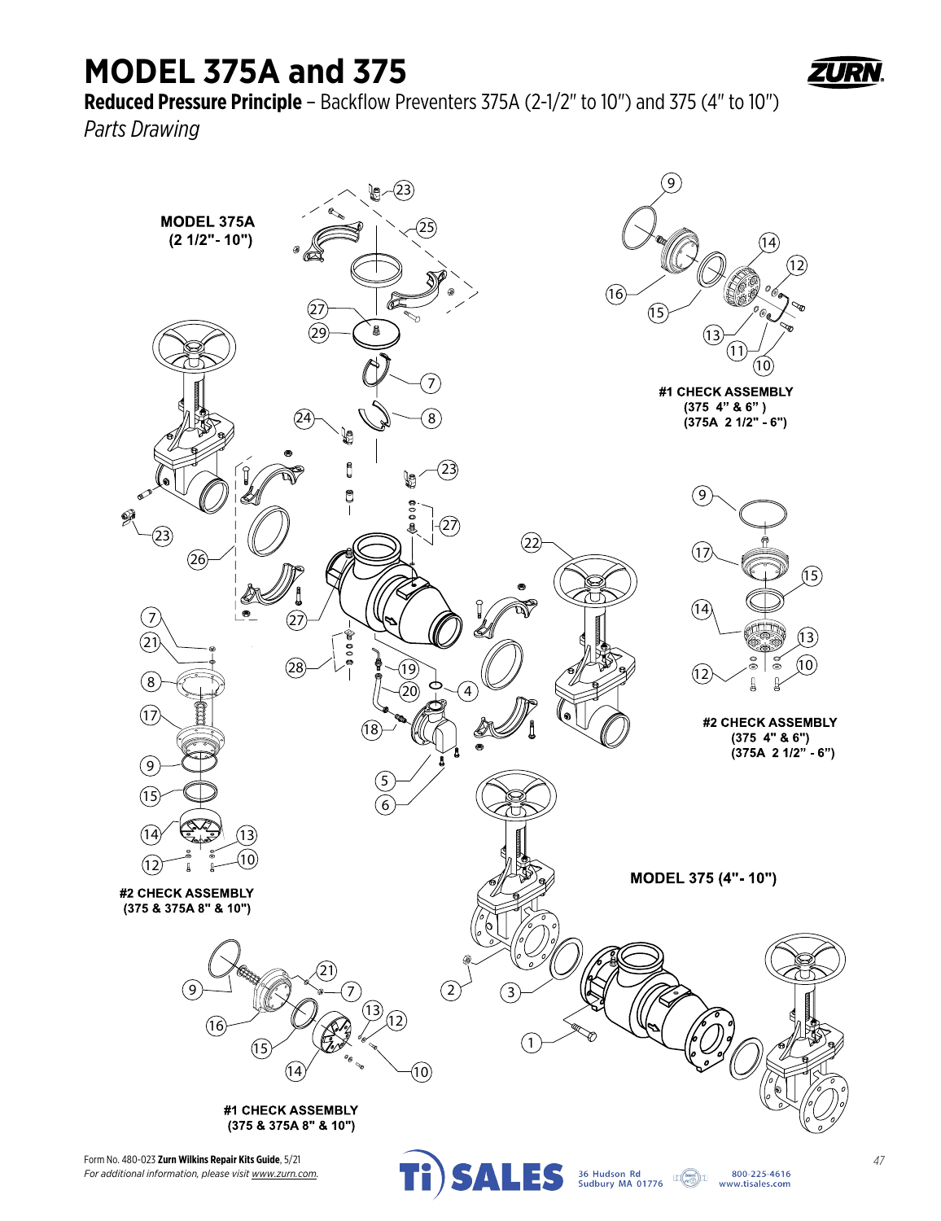# MODEL 375A and 375

**Reduced Pressure Principle** – Backflow Preventers 375A (2-1/2" to 10") and 375 (4" to 10")

*Parts Drawing*

MODEL 375A
(2 1/2"- 10")

#1 CHECK ASSEMBLY
(375 4" & 6")
(375A 2 1/2" - 6")

#2 CHECK ASSEMBLY
(375 4" & 6")
(375A 2 1/2" - 6")

#2 CHECK ASSEMBLY
(375 & 375A 8" & 10")

MODEL 375 (4"- 10")

#1 CHECK ASSEMBLY
(375 & 375A 8" & 10")

Form No. 480-023 **Zurn Wilkins Repair Kits Guide**, 5/21
*For additional information, please visit www.zurn.com.*

Ti SALES 36 Hudson Rd Sudbury MA 01776 800-225-4616 www.tisales.com